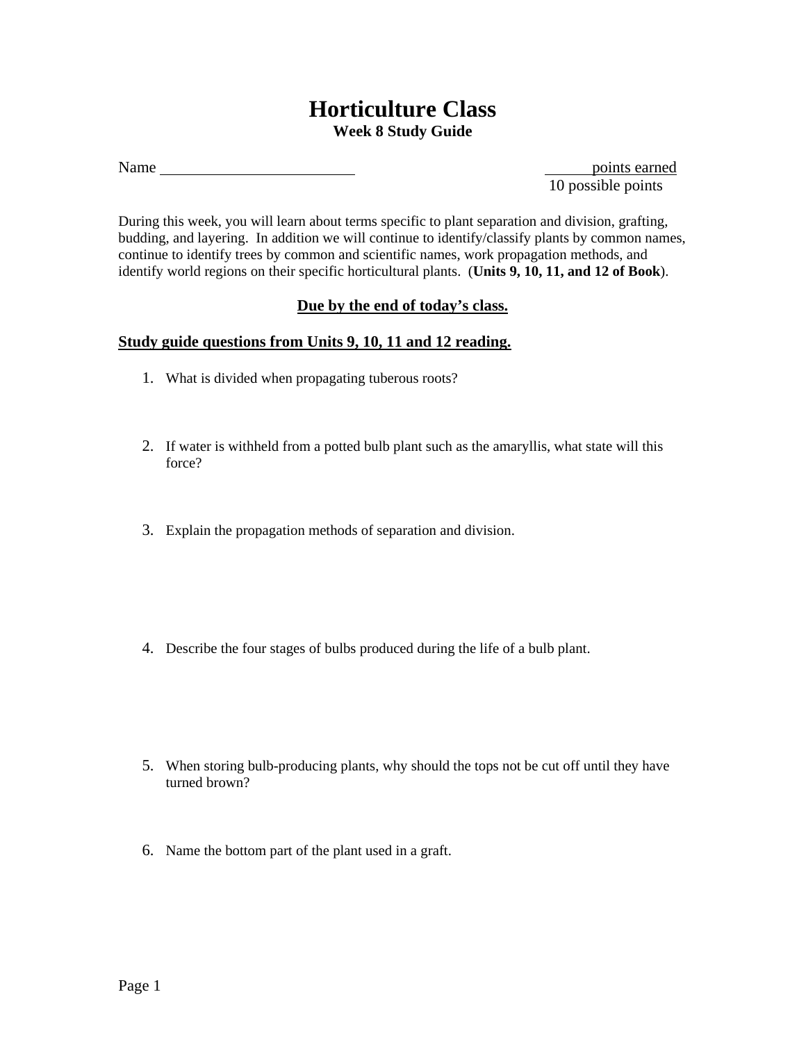# Horticulture Class

## Week 8 Study Guide

Name ________________________ ______ points earned
10 possible points

During this week, you will learn about terms specific to plant separation and division, grafting, budding, and layering. In addition we will continue to identify/classify plants by common names, continue to identify trees by common and scientific names, work propagation methods, and identify world regions on their specific horticultural plants. (**Units 9, 10, 11, and 12 of Book**).

**<u>Due by the end of today's class.</u>**

**<u>Study guide questions from Units 9, 10, 11 and 12 reading.</u>**

1. What is divided when propagating tuberous roots?

2. If water is withheld from a potted bulb plant such as the amaryllis, what state will this force?

3. Explain the propagation methods of separation and division.

4. Describe the four stages of bulbs produced during the life of a bulb plant.

5. When storing bulb-producing plants, why should the tops not be cut off until they have turned brown?

6. Name the bottom part of the plant used in a graft.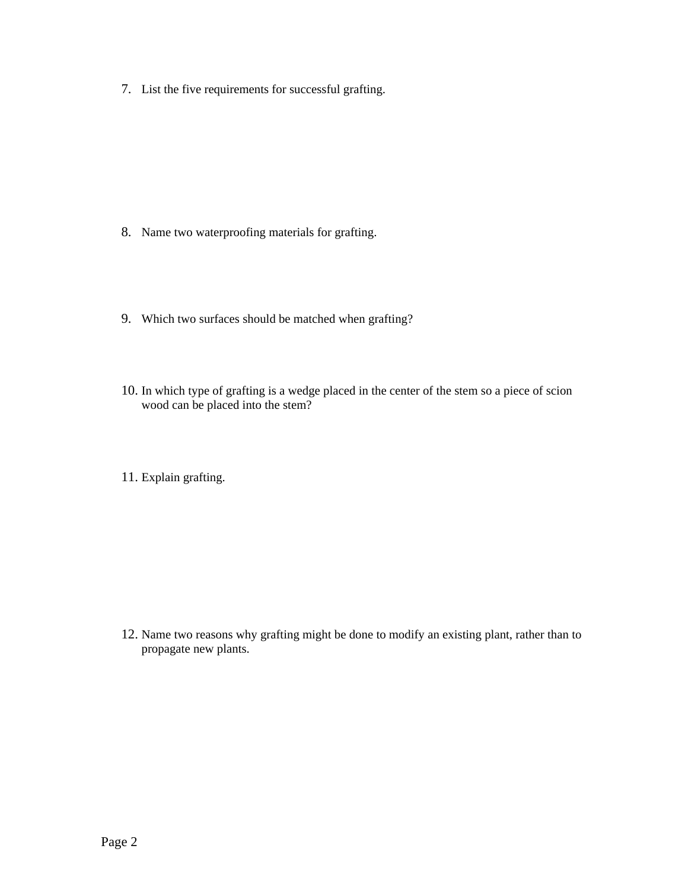7. List the five requirements for successful grafting.

8. Name two waterproofing materials for grafting.

9. Which two surfaces should be matched when grafting?

10. In which type of grafting is a wedge placed in the center of the stem so a piece of scion wood can be placed into the stem?

11. Explain grafting.

12. Name two reasons why grafting might be done to modify an existing plant, rather than to propagate new plants.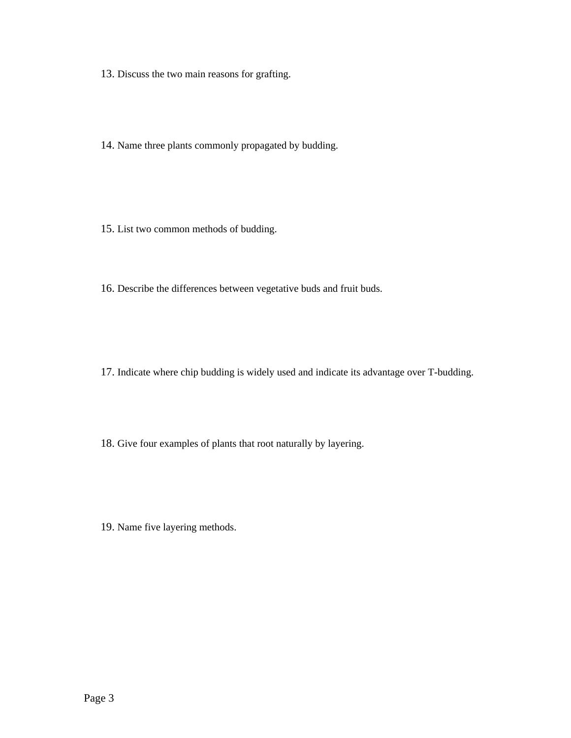13. Discuss the two main reasons for grafting.

14. Name three plants commonly propagated by budding.

15. List two common methods of budding.

16. Describe the differences between vegetative buds and fruit buds.

17. Indicate where chip budding is widely used and indicate its advantage over T-budding.

18. Give four examples of plants that root naturally by layering.

19. Name five layering methods.